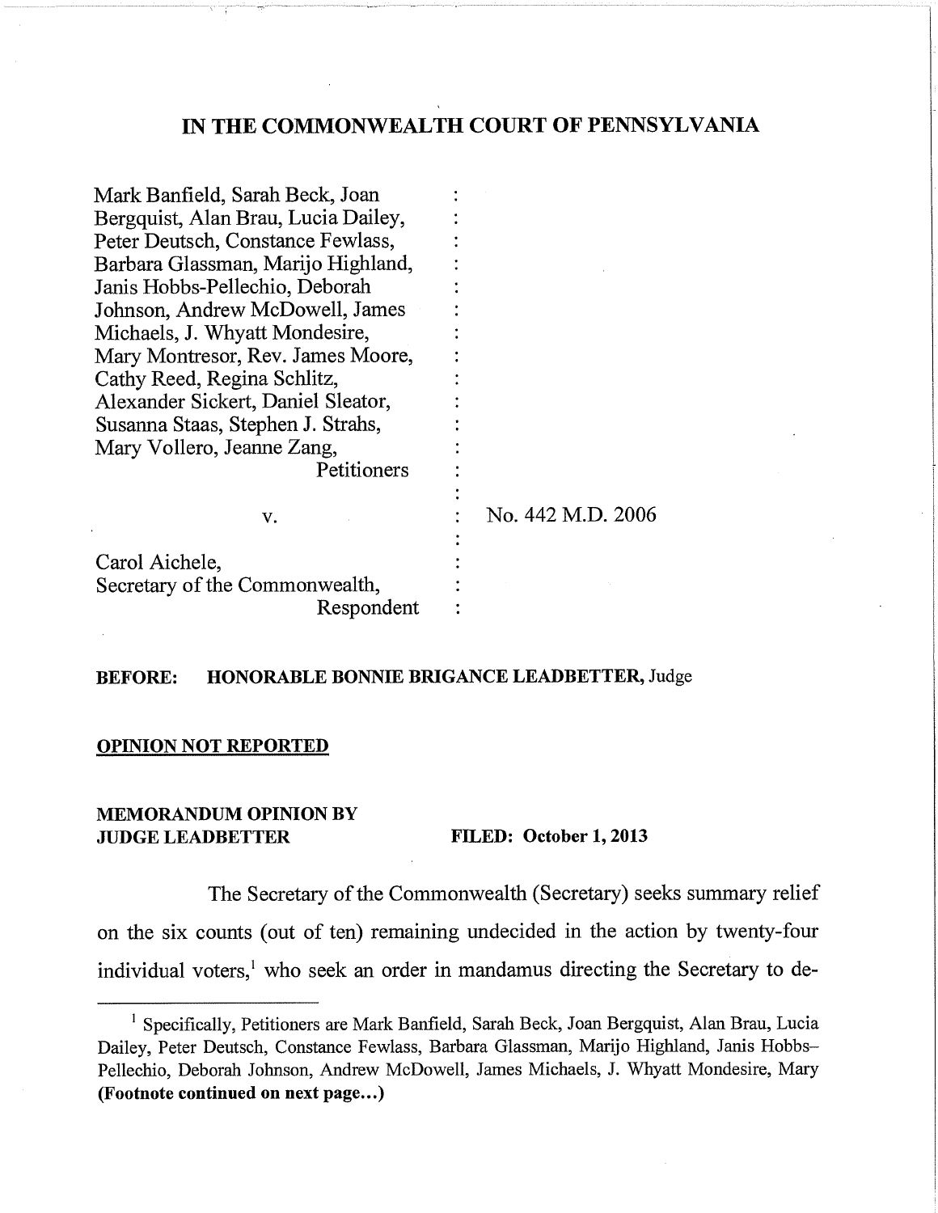# IN THE COMMONWEALTH COURT OF PENNSYLVANIA

Mark Banfield, Sarah Beck, Joan Bergquist, Alan Brau, Lucia Dailey, Peter Deutsch, Constance Fewlass, Barbara Glassman, Marijo Highland, Janis Hobbs-Pellechio, Deborah Johnson, Andrew McDowell, James Michaels, J. Whyatt Mondesire, Mary Montresor, Rev. James Moore, Cathy Reed, Regina Schlitz, Alexander Sickert, Daniel Sleator, Susanna Staas, Stephen J. Strahs, Mary Vollero, Jeanne Zang,
Petitioners

v. : No. 442 M.D. 2006

Carol Aichele,
Secretary of the Commonwealth,
Respondent

**BEFORE: HONORABLE BONNIE BRIGANCE LEADBETTER, Judge**

**OPINION NOT REPORTED**

**MEMORANDUM OPINION BY JUDGE LEADBETTER** **FILED: October 1, 2013**

The Secretary of the Commonwealth (Secretary) seeks summary relief on the six counts (out of ten) remaining undecided in the action by twenty-four individual voters,[1] who seek an order in mandamus directing the Secretary to de-

[1] Specifically, Petitioners are Mark Banfield, Sarah Beck, Joan Bergquist, Alan Brau, Lucia Dailey, Peter Deutsch, Constance Fewlass, Barbara Glassman, Marijo Highland, Janis Hobbs–Pellechio, Deborah Johnson, Andrew McDowell, James Michaels, J. Whyatt Mondesire, Mary **(Footnote continued on next page...)**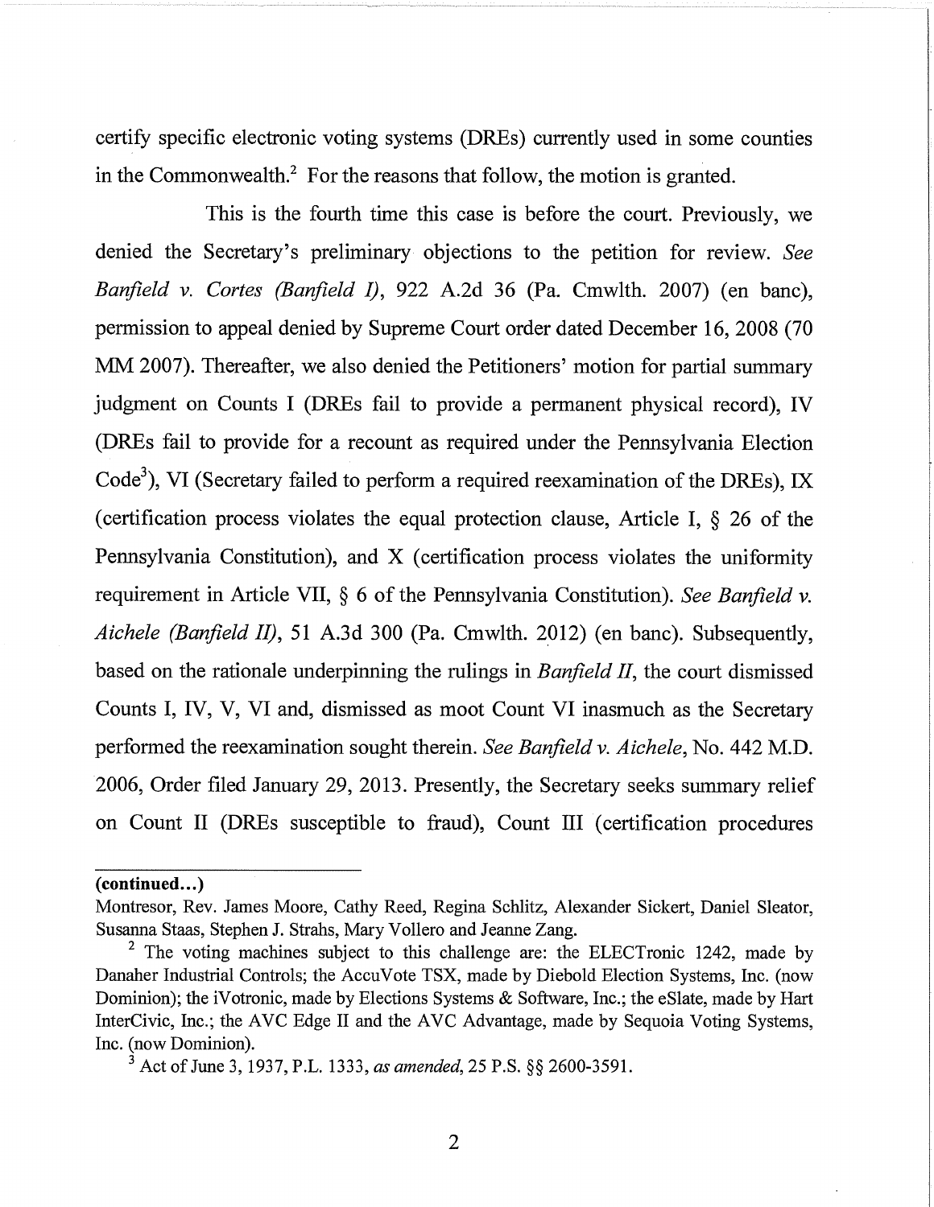certify specific electronic voting systems (DREs) currently used in some counties in the Commonwealth.[2] For the reasons that follow, the motion is granted.

This is the fourth time this case is before the court. Previously, we denied the Secretary's preliminary objections to the petition for review. *See Banfield v. Cortes (Banfield I)*, 922 A.2d 36 (Pa. Cmwlth. 2007) (en banc), permission to appeal denied by Supreme Court order dated December 16, 2008 (70 MM 2007). Thereafter, we also denied the Petitioners' motion for partial summary judgment on Counts I (DREs fail to provide a permanent physical record), IV (DREs fail to provide for a recount as required under the Pennsylvania Election Code[3]), VI (Secretary failed to perform a required reexamination of the DREs), IX (certification process violates the equal protection clause, Article I, § 26 of the Pennsylvania Constitution), and X (certification process violates the uniformity requirement in Article VII, § 6 of the Pennsylvania Constitution). *See Banfield v. Aichele (Banfield II)*, 51 A.3d 300 (Pa. Cmwlth. 2012) (en banc). Subsequently, based on the rationale underpinning the rulings in *Banfield II*, the court dismissed Counts I, IV, V, VI and, dismissed as moot Count VI inasmuch as the Secretary performed the reexamination sought therein. *See Banfield v. Aichele*, No. 442 M.D. 2006, Order filed January 29, 2013. Presently, the Secretary seeks summary relief on Count II (DREs susceptible to fraud), Count III (certification procedures

---

**(continued...)**

Montresor, Rev. James Moore, Cathy Reed, Regina Schlitz, Alexander Sickert, Daniel Sleator, Susanna Staas, Stephen J. Strahs, Mary Vollero and Jeanne Zang.

[2] The voting machines subject to this challenge are: the ELECTronic 1242, made by Danaher Industrial Controls; the AccuVote TSX, made by Diebold Election Systems, Inc. (now Dominion); the iVotronic, made by Elections Systems & Software, Inc.; the eSlate, made by Hart InterCivic, Inc.; the AVC Edge II and the AVC Advantage, made by Sequoia Voting Systems, Inc. (now Dominion).

[3] Act of June 3, 1937, P.L. 1333, *as amended*, 25 P.S. §§ 2600-3591.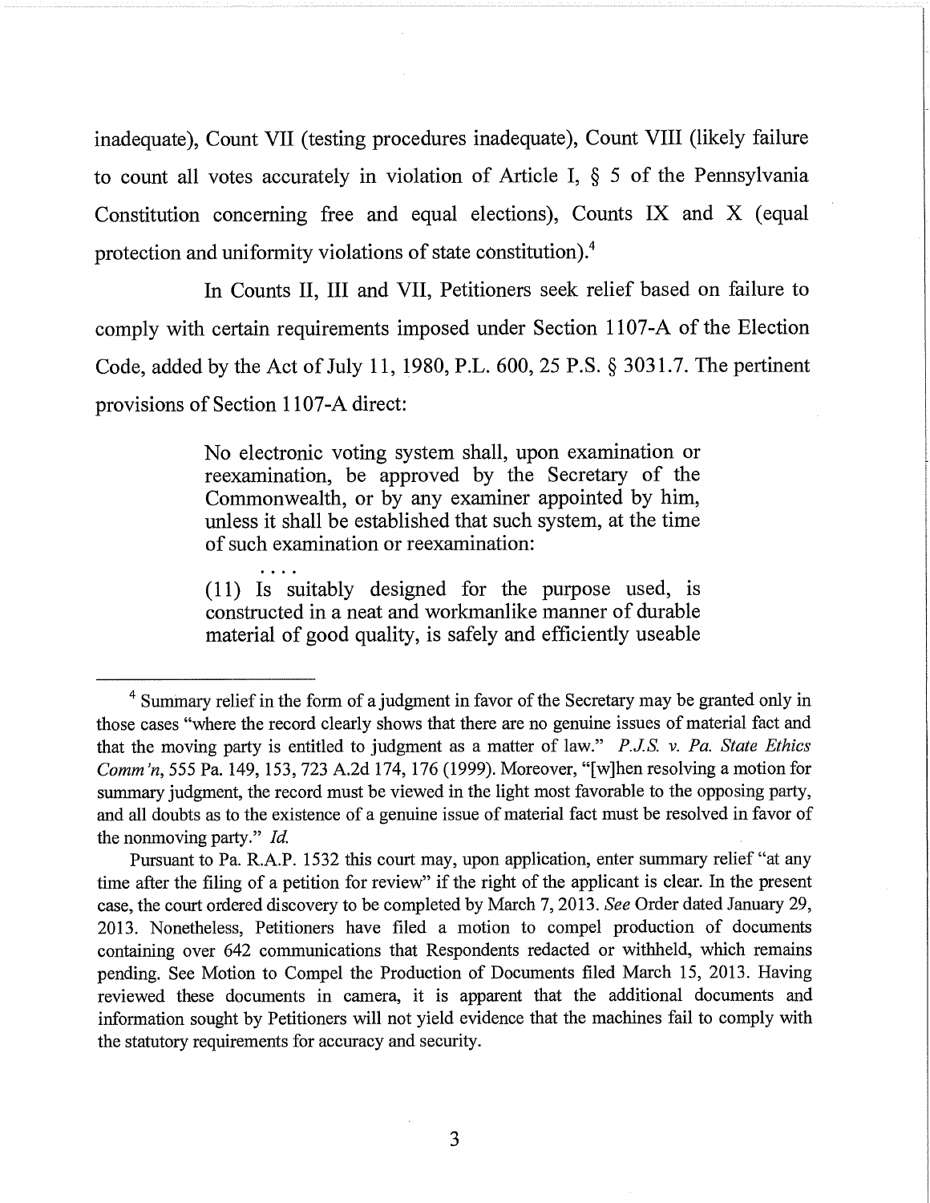inadequate), Count VII (testing procedures inadequate), Count VIII (likely failure to count all votes accurately in violation of Article I, § 5 of the Pennsylvania Constitution concerning free and equal elections), Counts IX and X (equal protection and uniformity violations of state constitution).[4]

In Counts II, III and VII, Petitioners seek relief based on failure to comply with certain requirements imposed under Section 1107-A of the Election Code, added by the Act of July 11, 1980, P.L. 600, 25 P.S. § 3031.7. The pertinent provisions of Section 1107-A direct:

> No electronic voting system shall, upon examination or reexamination, be approved by the Secretary of the Commonwealth, or by any examiner appointed by him, unless it shall be established that such system, at the time of such examination or reexamination:
>
> . . . .
>
> (11) Is suitably designed for the purpose used, is constructed in a neat and workmanlike manner of durable material of good quality, is safely and efficiently useable

---

[4] Summary relief in the form of a judgment in favor of the Secretary may be granted only in those cases "where the record clearly shows that there are no genuine issues of material fact and that the moving party is entitled to judgment as a matter of law." *P.J.S. v. Pa. State Ethics Comm'n*, 555 Pa. 149, 153, 723 A.2d 174, 176 (1999). Moreover, "[w]hen resolving a motion for summary judgment, the record must be viewed in the light most favorable to the opposing party, and all doubts as to the existence of a genuine issue of material fact must be resolved in favor of the nonmoving party." *Id.*

Pursuant to Pa. R.A.P. 1532 this court may, upon application, enter summary relief "at any time after the filing of a petition for review" if the right of the applicant is clear. In the present case, the court ordered discovery to be completed by March 7, 2013. *See* Order dated January 29, 2013. Nonetheless, Petitioners have filed a motion to compel production of documents containing over 642 communications that Respondents redacted or withheld, which remains pending. See Motion to Compel the Production of Documents filed March 15, 2013. Having reviewed these documents in camera, it is apparent that the additional documents and information sought by Petitioners will not yield evidence that the machines fail to comply with the statutory requirements for accuracy and security.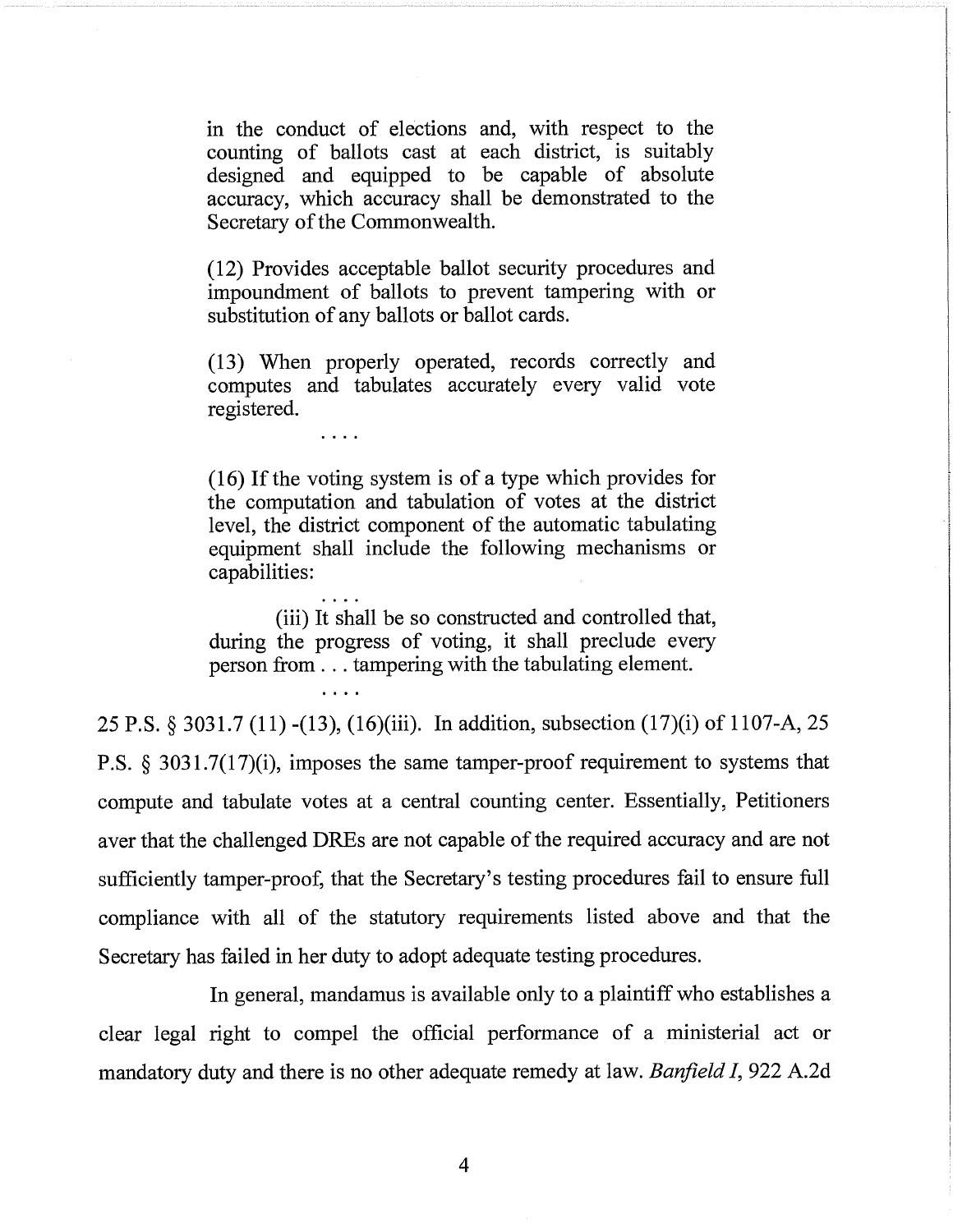> in the conduct of elections and, with respect to the counting of ballots cast at each district, is suitably designed and equipped to be capable of absolute accuracy, which accuracy shall be demonstrated to the Secretary of the Commonwealth.
>
> (12) Provides acceptable ballot security procedures and impoundment of ballots to prevent tampering with or substitution of any ballots or ballot cards.
>
> (13) When properly operated, records correctly and computes and tabulates accurately every valid vote registered.
>
> . . . .
>
> (16) If the voting system is of a type which provides for the computation and tabulation of votes at the district level, the district component of the automatic tabulating equipment shall include the following mechanisms or capabilities:
>
> . . . .
>
> (iii) It shall be so constructed and controlled that, during the progress of voting, it shall preclude every person from . . . tampering with the tabulating element.
>
> . . . .

25 P.S. § 3031.7 (11) -(13), (16)(iii). In addition, subsection (17)(i) of 1107-A, 25 P.S. § 3031.7(17)(i), imposes the same tamper-proof requirement to systems that compute and tabulate votes at a central counting center. Essentially, Petitioners aver that the challenged DREs are not capable of the required accuracy and are not sufficiently tamper-proof, that the Secretary's testing procedures fail to ensure full compliance with all of the statutory requirements listed above and that the Secretary has failed in her duty to adopt adequate testing procedures.

In general, mandamus is available only to a plaintiff who establishes a clear legal right to compel the official performance of a ministerial act or mandatory duty and there is no other adequate remedy at law. *Banfield I*, 922 A.2d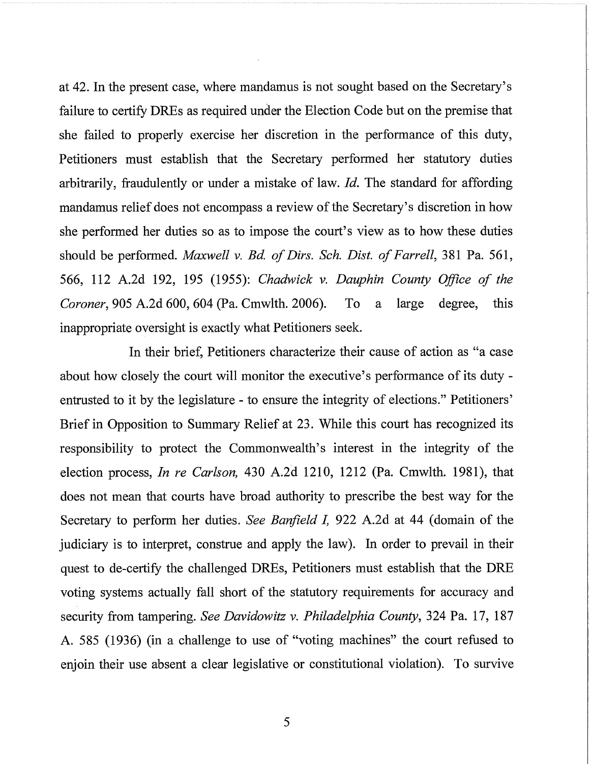at 42. In the present case, where mandamus is not sought based on the Secretary's failure to certify DREs as required under the Election Code but on the premise that she failed to properly exercise her discretion in the performance of this duty, Petitioners must establish that the Secretary performed her statutory duties arbitrarily, fraudulently or under a mistake of law. *Id.* The standard for affording mandamus relief does not encompass a review of the Secretary's discretion in how she performed her duties so as to impose the court's view as to how these duties should be performed. *Maxwell v. Bd. of Dirs. Sch. Dist. of Farrell*, 381 Pa. 561, 566, 112 A.2d 192, 195 (1955): *Chadwick v. Dauphin County Office of the Coroner*, 905 A.2d 600, 604 (Pa. Cmwlth. 2006). To a large degree, this inappropriate oversight is exactly what Petitioners seek.

In their brief, Petitioners characterize their cause of action as "a case about how closely the court will monitor the executive's performance of its duty - entrusted to it by the legislature - to ensure the integrity of elections." Petitioners' Brief in Opposition to Summary Relief at 23. While this court has recognized its responsibility to protect the Commonwealth's interest in the integrity of the election process, *In re Carlson,* 430 A.2d 1210, 1212 (Pa. Cmwlth. 1981), that does not mean that courts have broad authority to prescribe the best way for the Secretary to perform her duties. *See Banfield I,* 922 A.2d at 44 (domain of the judiciary is to interpret, construe and apply the law). In order to prevail in their quest to de-certify the challenged DREs, Petitioners must establish that the DRE voting systems actually fall short of the statutory requirements for accuracy and security from tampering. *See Davidowitz v. Philadelphia County*, 324 Pa. 17, 187 A. 585 (1936) (in a challenge to use of "voting machines" the court refused to enjoin their use absent a clear legislative or constitutional violation). To survive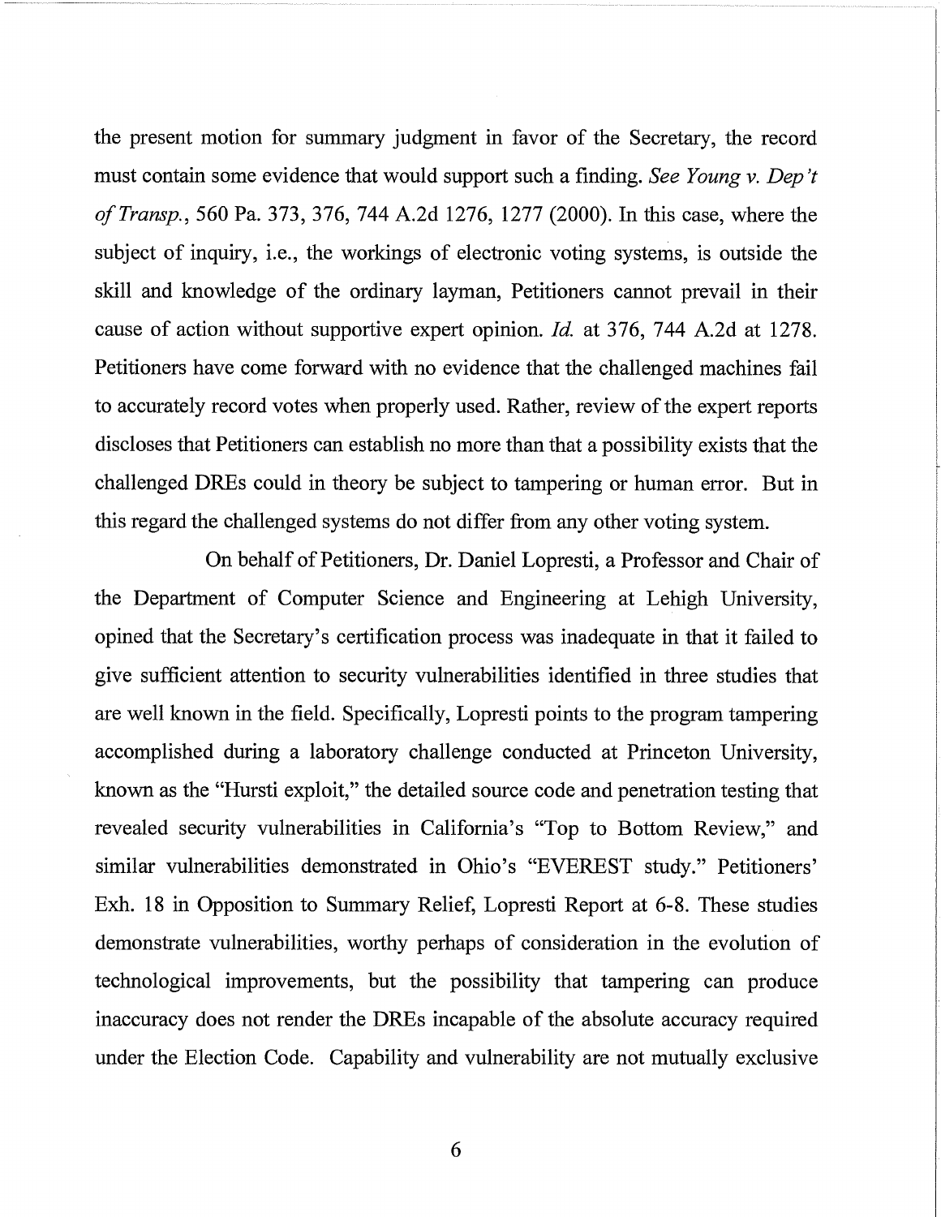the present motion for summary judgment in favor of the Secretary, the record must contain some evidence that would support such a finding. *See Young v. Dep't of Transp.*, 560 Pa. 373, 376, 744 A.2d 1276, 1277 (2000). In this case, where the subject of inquiry, i.e., the workings of electronic voting systems, is outside the skill and knowledge of the ordinary layman, Petitioners cannot prevail in their cause of action without supportive expert opinion. *Id.* at 376, 744 A.2d at 1278. Petitioners have come forward with no evidence that the challenged machines fail to accurately record votes when properly used. Rather, review of the expert reports discloses that Petitioners can establish no more than that a possibility exists that the challenged DREs could in theory be subject to tampering or human error. But in this regard the challenged systems do not differ from any other voting system.

On behalf of Petitioners, Dr. Daniel Lopresti, a Professor and Chair of the Department of Computer Science and Engineering at Lehigh University, opined that the Secretary's certification process was inadequate in that it failed to give sufficient attention to security vulnerabilities identified in three studies that are well known in the field. Specifically, Lopresti points to the program tampering accomplished during a laboratory challenge conducted at Princeton University, known as the "Hursti exploit," the detailed source code and penetration testing that revealed security vulnerabilities in California's "Top to Bottom Review," and similar vulnerabilities demonstrated in Ohio's "EVEREST study." Petitioners' Exh. 18 in Opposition to Summary Relief, Lopresti Report at 6-8. These studies demonstrate vulnerabilities, worthy perhaps of consideration in the evolution of technological improvements, but the possibility that tampering can produce inaccuracy does not render the DREs incapable of the absolute accuracy required under the Election Code. Capability and vulnerability are not mutually exclusive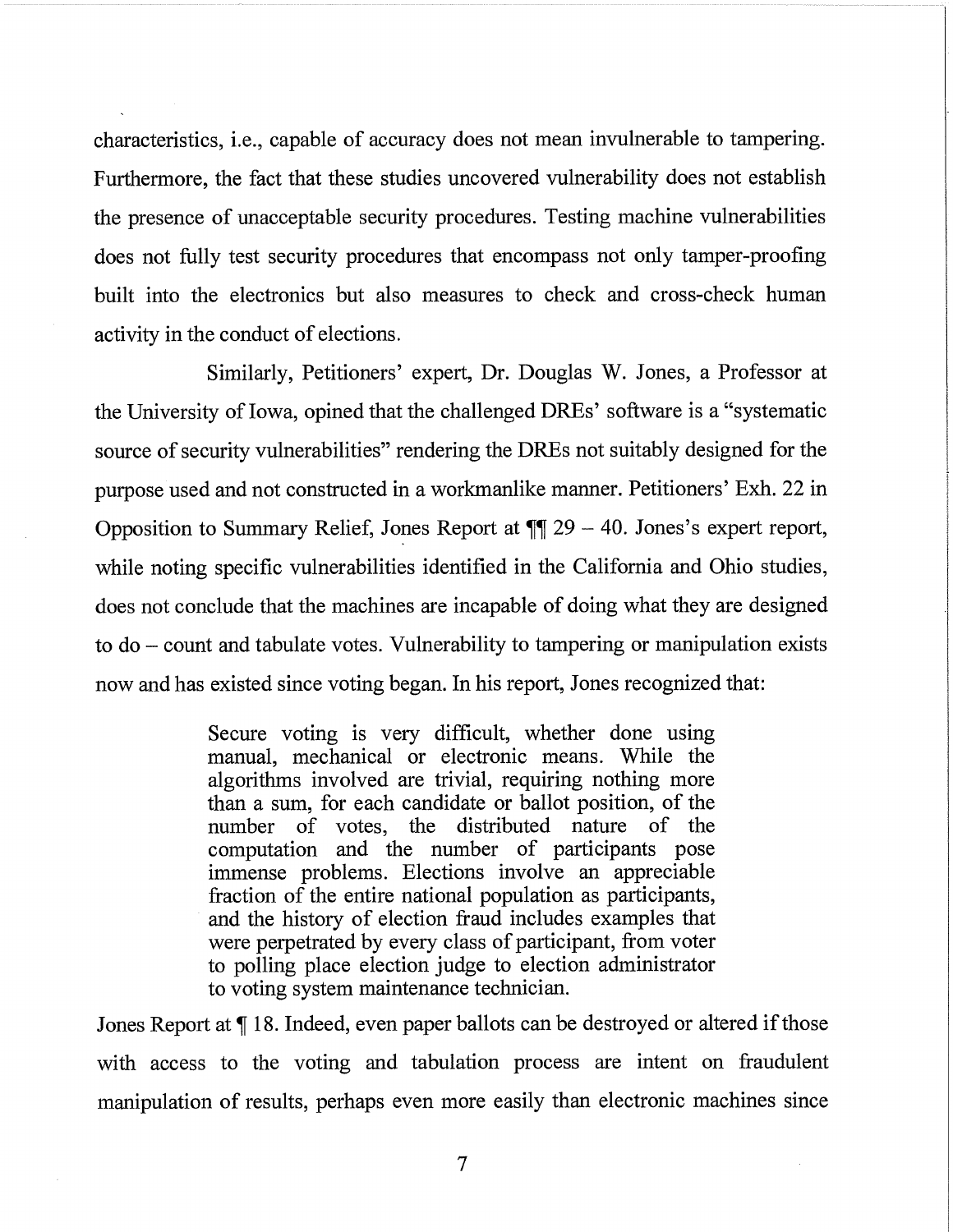characteristics, i.e., capable of accuracy does not mean invulnerable to tampering. Furthermore, the fact that these studies uncovered vulnerability does not establish the presence of unacceptable security procedures. Testing machine vulnerabilities does not fully test security procedures that encompass not only tamper-proofing built into the electronics but also measures to check and cross-check human activity in the conduct of elections.

Similarly, Petitioners' expert, Dr. Douglas W. Jones, a Professor at the University of Iowa, opined that the challenged DREs' software is a "systematic source of security vulnerabilities" rendering the DREs not suitably designed for the purpose used and not constructed in a workmanlike manner. Petitioners' Exh. 22 in Opposition to Summary Relief, Jones Report at ¶¶ 29 – 40. Jones's expert report, while noting specific vulnerabilities identified in the California and Ohio studies, does not conclude that the machines are incapable of doing what they are designed to do – count and tabulate votes. Vulnerability to tampering or manipulation exists now and has existed since voting began. In his report, Jones recognized that:

> Secure voting is very difficult, whether done using manual, mechanical or electronic means. While the algorithms involved are trivial, requiring nothing more than a sum, for each candidate or ballot position, of the number of votes, the distributed nature of the computation and the number of participants pose immense problems. Elections involve an appreciable fraction of the entire national population as participants, and the history of election fraud includes examples that were perpetrated by every class of participant, from voter to polling place election judge to election administrator to voting system maintenance technician.

Jones Report at ¶ 18. Indeed, even paper ballots can be destroyed or altered if those with access to the voting and tabulation process are intent on fraudulent manipulation of results, perhaps even more easily than electronic machines since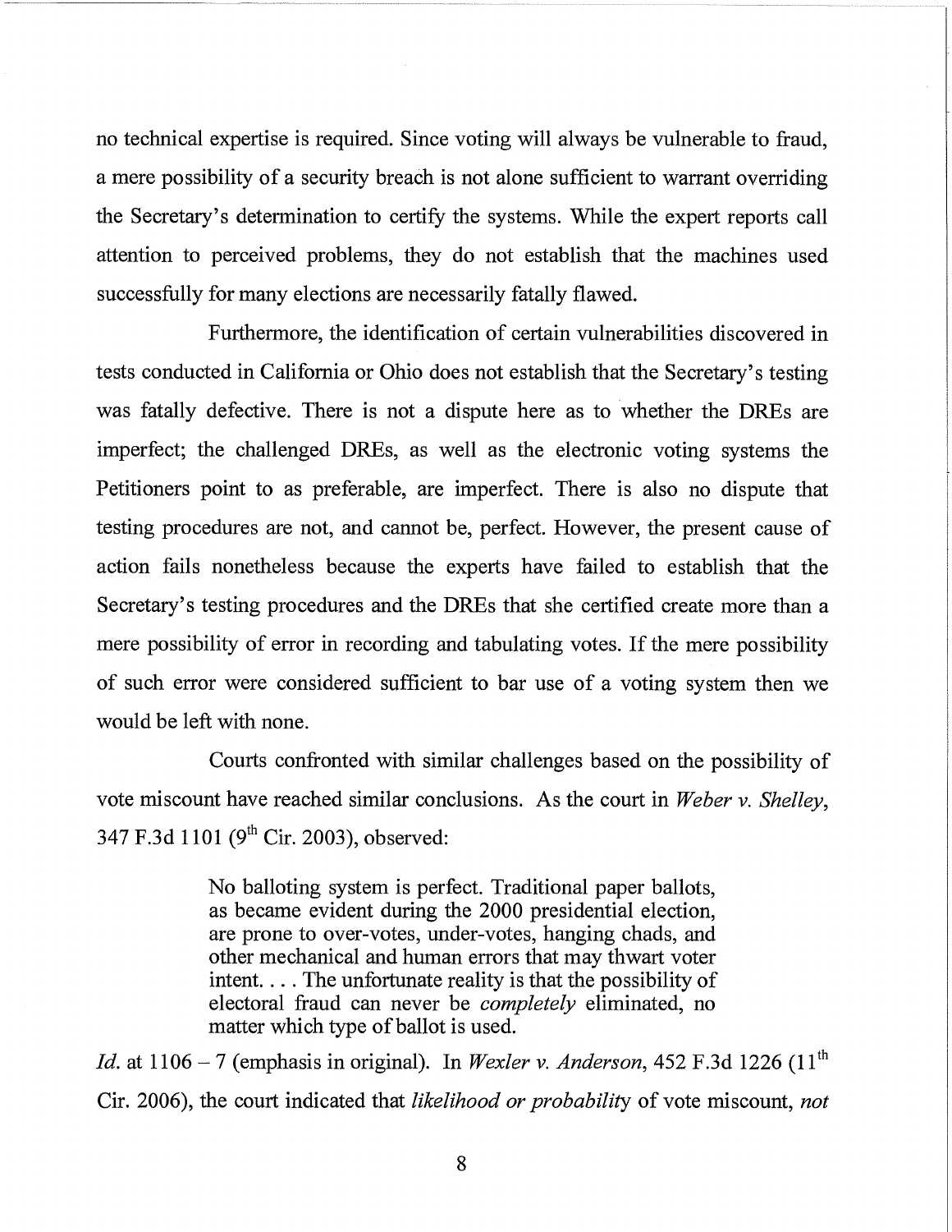no technical expertise is required. Since voting will always be vulnerable to fraud, a mere possibility of a security breach is not alone sufficient to warrant overriding the Secretary's determination to certify the systems. While the expert reports call attention to perceived problems, they do not establish that the machines used successfully for many elections are necessarily fatally flawed.

Furthermore, the identification of certain vulnerabilities discovered in tests conducted in California or Ohio does not establish that the Secretary's testing was fatally defective. There is not a dispute here as to whether the DREs are imperfect; the challenged DREs, as well as the electronic voting systems the Petitioners point to as preferable, are imperfect. There is also no dispute that testing procedures are not, and cannot be, perfect. However, the present cause of action fails nonetheless because the experts have failed to establish that the Secretary's testing procedures and the DREs that she certified create more than a mere possibility of error in recording and tabulating votes. If the mere possibility of such error were considered sufficient to bar use of a voting system then we would be left with none.

Courts confronted with similar challenges based on the possibility of vote miscount have reached similar conclusions. As the court in *Weber v. Shelley*, 347 F.3d 1101 (9th Cir. 2003), observed:

> No balloting system is perfect. Traditional paper ballots, as became evident during the 2000 presidential election, are prone to over-votes, under-votes, hanging chads, and other mechanical and human errors that may thwart voter intent. . . . The unfortunate reality is that the possibility of electoral fraud can never be *completely* eliminated, no matter which type of ballot is used.

*Id.* at 1106 – 7 (emphasis in original). In *Wexler v. Anderson*, 452 F.3d 1226 (11th Cir. 2006), the court indicated that *likelihood or probability* of vote miscount, *not*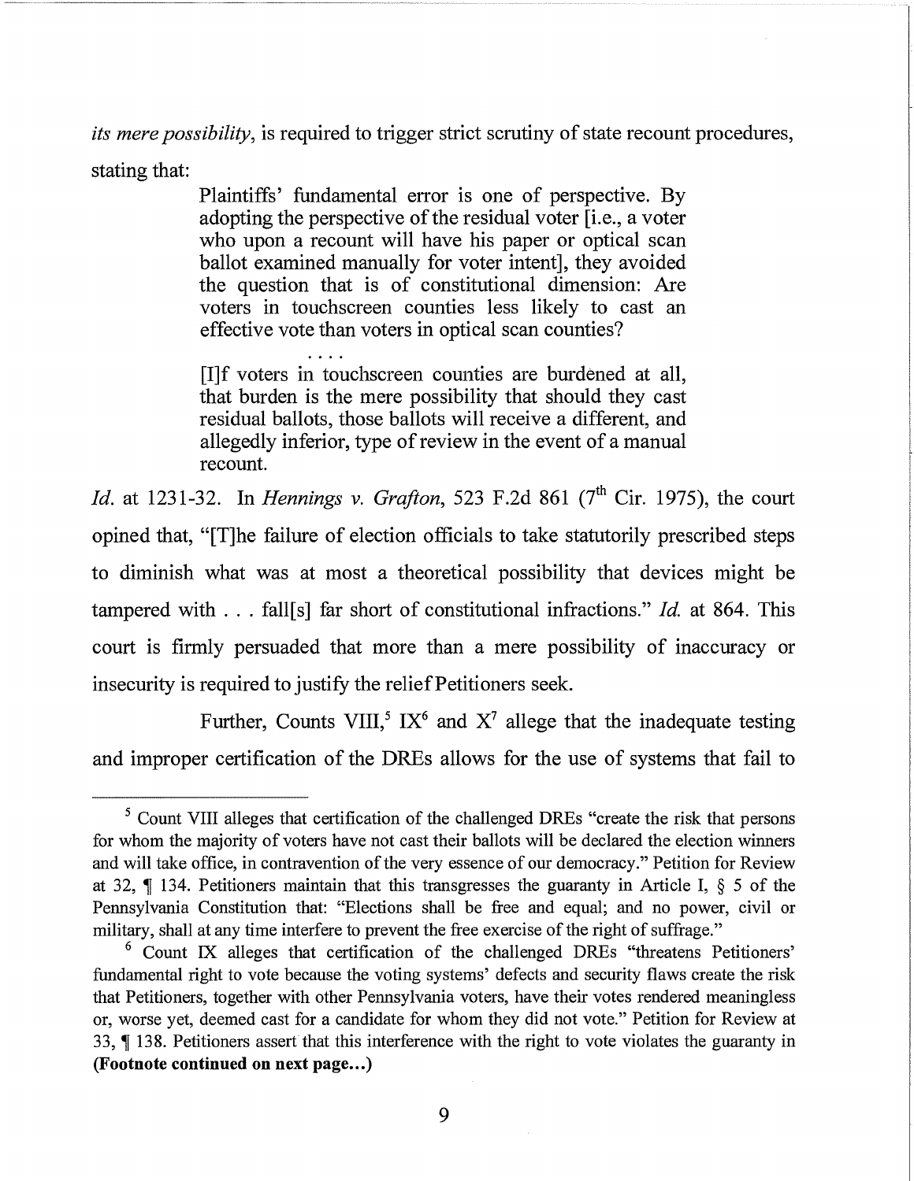*its mere possibility*, is required to trigger strict scrutiny of state recount procedures, stating that:

> Plaintiffs' fundamental error is one of perspective. By adopting the perspective of the residual voter [i.e., a voter who upon a recount will have his paper or optical scan ballot examined manually for voter intent], they avoided the question that is of constitutional dimension: Are voters in touchscreen counties less likely to cast an effective vote than voters in optical scan counties?
>
> . . . .
>
> [I]f voters in touchscreen counties are burdened at all, that burden is the mere possibility that should they cast residual ballots, those ballots will receive a different, and allegedly inferior, type of review in the event of a manual recount.

*Id.* at 1231-32. In *Hennings v. Grafton*, 523 F.2d 861 (7th Cir. 1975), the court opined that, "[T]he failure of election officials to take statutorily prescribed steps to diminish what was at most a theoretical possibility that devices might be tampered with . . . fall[s] far short of constitutional infractions." *Id.* at 864. This court is firmly persuaded that more than a mere possibility of inaccuracy or insecurity is required to justify the relief Petitioners seek.

Further, Counts VIII,[5] IX[6] and X[7] allege that the inadequate testing and improper certification of the DREs allows for the use of systems that fail to

[5] Count VIII alleges that certification of the challenged DREs "create the risk that persons for whom the majority of voters have not cast their ballots will be declared the election winners and will take office, in contravention of the very essence of our democracy." Petition for Review at 32, ¶ 134. Petitioners maintain that this transgresses the guaranty in Article I, § 5 of the Pennsylvania Constitution that: "Elections shall be free and equal; and no power, civil or military, shall at any time interfere to prevent the free exercise of the right of suffrage."

[6] Count IX alleges that certification of the challenged DREs "threatens Petitioners' fundamental right to vote because the voting systems' defects and security flaws create the risk that Petitioners, together with other Pennsylvania voters, have their votes rendered meaningless or, worse yet, deemed cast for a candidate for whom they did not vote." Petition for Review at 33, ¶ 138. Petitioners assert that this interference with the right to vote violates the guaranty in **(Footnote continued on next page...)**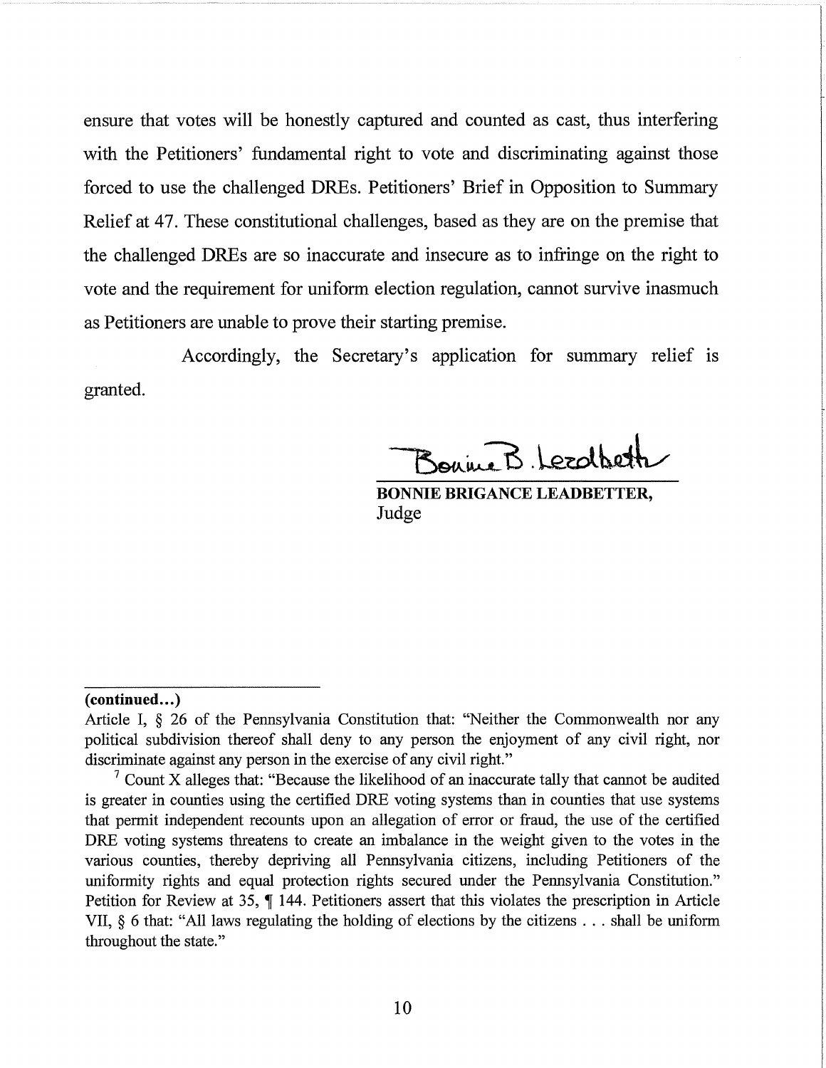ensure that votes will be honestly captured and counted as cast, thus interfering with the Petitioners' fundamental right to vote and discriminating against those forced to use the challenged DREs. Petitioners' Brief in Opposition to Summary Relief at 47. These constitutional challenges, based as they are on the premise that the challenged DREs are so inaccurate and insecure as to infringe on the right to vote and the requirement for uniform election regulation, cannot survive inasmuch as Petitioners are unable to prove their starting premise.

Accordingly, the Secretary's application for summary relief is granted.

**BONNIE BRIGANCE LEADBETTER,**
Judge

---

**(continued...)**

Article I, § 26 of the Pennsylvania Constitution that: "Neither the Commonwealth nor any political subdivision thereof shall deny to any person the enjoyment of any civil right, nor discriminate against any person in the exercise of any civil right."

[7] Count X alleges that: "Because the likelihood of an inaccurate tally that cannot be audited is greater in counties using the certified DRE voting systems than in counties that use systems that permit independent recounts upon an allegation of error or fraud, the use of the certified DRE voting systems threatens to create an imbalance in the weight given to the votes in the various counties, thereby depriving all Pennsylvania citizens, including Petitioners of the uniformity rights and equal protection rights secured under the Pennsylvania Constitution." Petition for Review at 35, ¶ 144. Petitioners assert that this violates the prescription in Article VII, § 6 that: "All laws regulating the holding of elections by the citizens . . . shall be uniform throughout the state."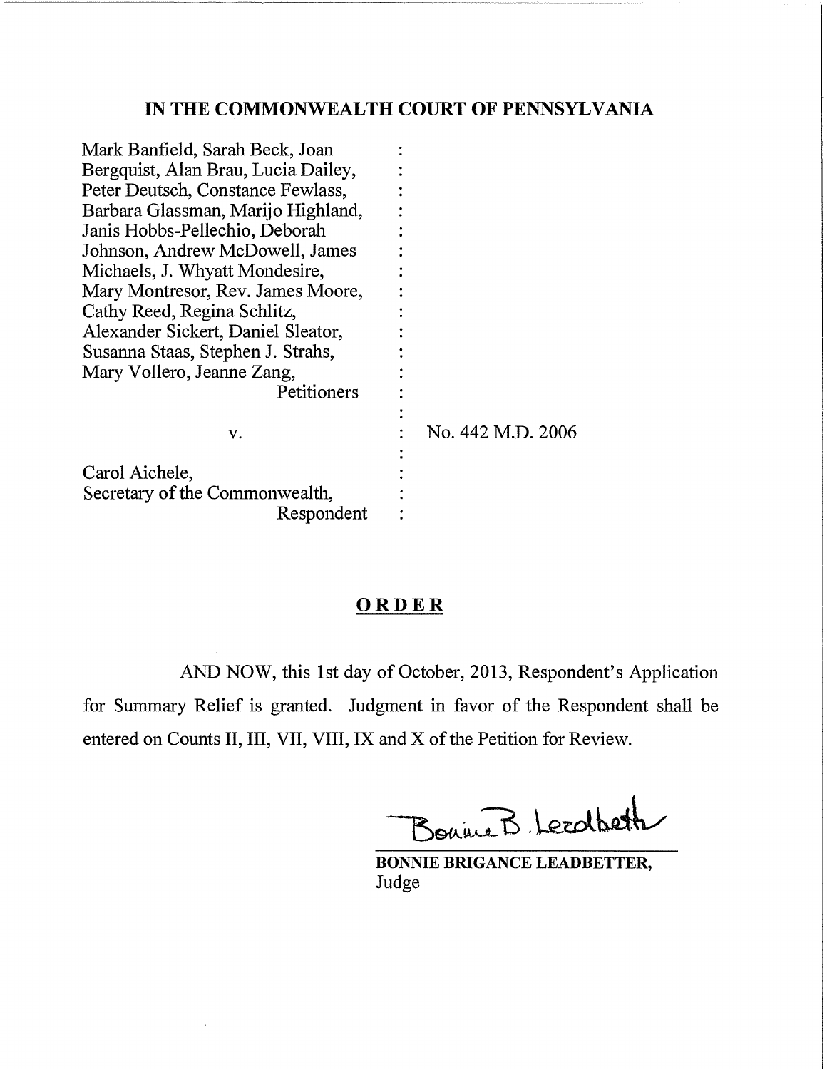## IN THE COMMONWEALTH COURT OF PENNSYLVANIA

| | | |
|---|---|---|
| Mark Banfield, Sarah Beck, Joan Bergquist, Alan Brau, Lucia Dailey, Peter Deutsch, Constance Fewlass, Barbara Glassman, Marijo Highland, Janis Hobbs-Pellechio, Deborah Johnson, Andrew McDowell, James Michaels, J. Whyatt Mondesire, Mary Montresor, Rev. James Moore, Cathy Reed, Regina Schlitz, Alexander Sickert, Daniel Sleator, Susanna Staas, Stephen J. Strahs, Mary Vollero, Jeanne Zang, Petitioners | : | |
| v. | : | No. 442 M.D. 2006 |
| Carol Aichele, Secretary of the Commonwealth, Respondent | : | |

## ORDER

AND NOW, this 1st day of October, 2013, Respondent's Application for Summary Relief is granted. Judgment in favor of the Respondent shall be entered on Counts II, III, VII, VIII, IX and X of the Petition for Review.

Bonnie B. Leadbetter

**BONNIE BRIGANCE LEADBETTER,**
Judge